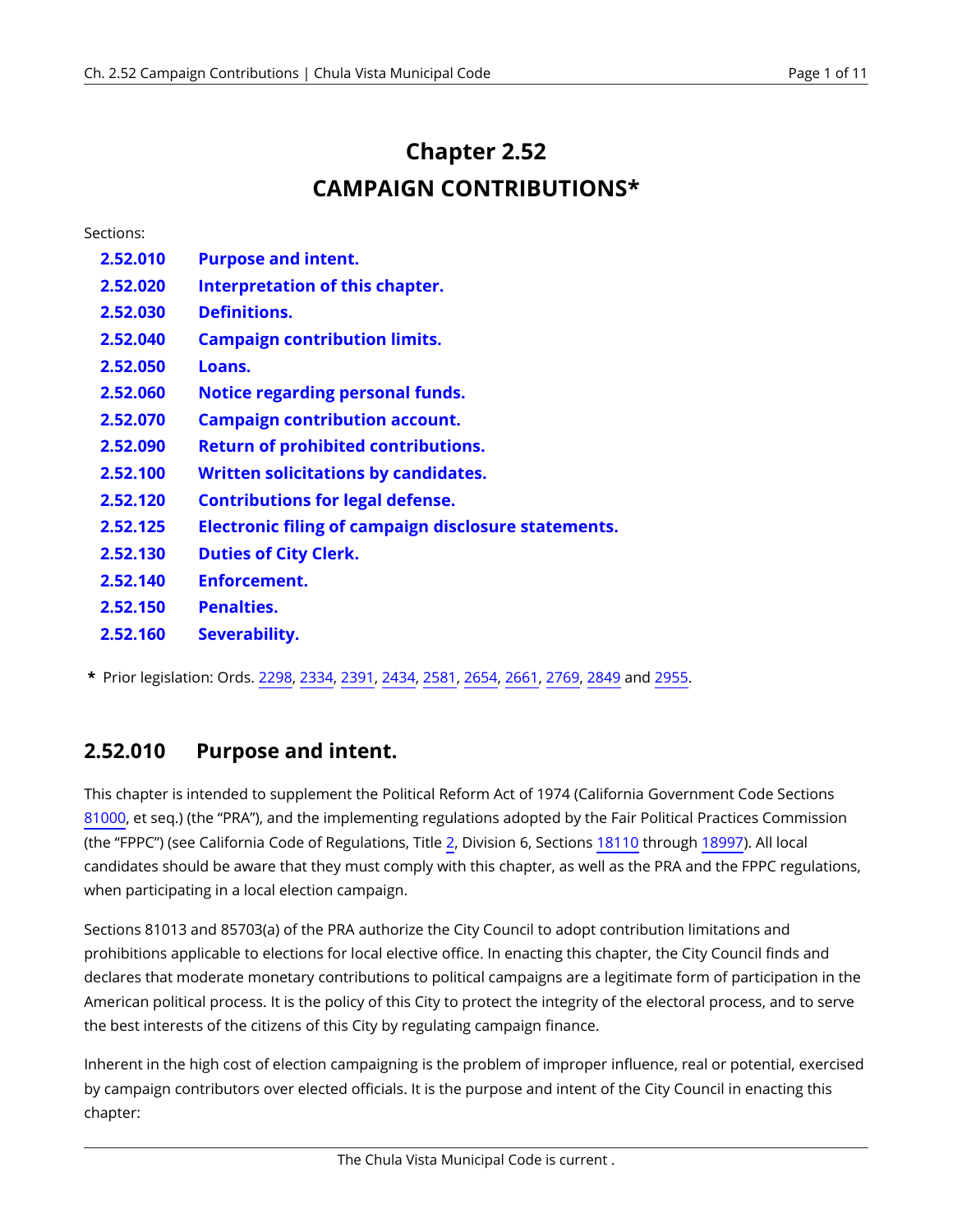# Chapter 2.52
# CAMPAIGN CONTRIBUTIONS*

Sections:

| | |
|---|---|
| **2.52.010** | **Purpose and intent.** |
| **2.52.020** | **Interpretation of this chapter.** |
| **2.52.030** | **Definitions.** |
| **2.52.040** | **Campaign contribution limits.** |
| **2.52.050** | **Loans.** |
| **2.52.060** | **Notice regarding personal funds.** |
| **2.52.070** | **Campaign contribution account.** |
| **2.52.090** | **Return of prohibited contributions.** |
| **2.52.100** | **Written solicitations by candidates.** |
| **2.52.120** | **Contributions for legal defense.** |
| **2.52.125** | **Electronic filing of campaign disclosure statements.** |
| **2.52.130** | **Duties of City Clerk.** |
| **2.52.140** | **Enforcement.** |
| **2.52.150** | **Penalties.** |
| **2.52.160** | **Severability.** |

**\*** Prior legislation: Ords. 2298, 2334, 2391, 2434, 2581, 2654, 2661, 2769, 2849 and 2955.

## 2.52.010 Purpose and intent.

This chapter is intended to supplement the Political Reform Act of 1974 (California Government Code Sections 81000, et seq.) (the "PRA"), and the implementing regulations adopted by the Fair Political Practices Commission (the "FPPC") (see California Code of Regulations, Title 2, Division 6, Sections 18110 through 18997). All local candidates should be aware that they must comply with this chapter, as well as the PRA and the FPPC regulations, when participating in a local election campaign.

Sections 81013 and 85703(a) of the PRA authorize the City Council to adopt contribution limitations and prohibitions applicable to elections for local elective office. In enacting this chapter, the City Council finds and declares that moderate monetary contributions to political campaigns are a legitimate form of participation in the American political process. It is the policy of this City to protect the integrity of the electoral process, and to serve the best interests of the citizens of this City by regulating campaign finance.

Inherent in the high cost of election campaigning is the problem of improper influence, real or potential, exercised by campaign contributors over elected officials. It is the purpose and intent of the City Council in enacting this chapter: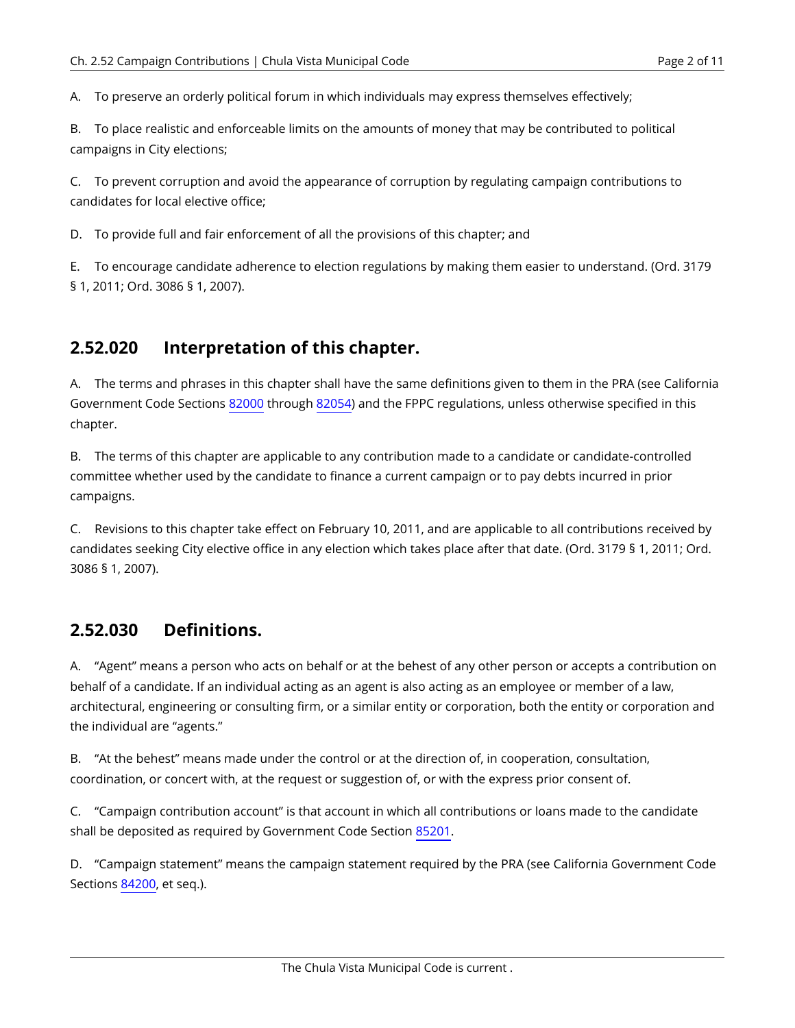A. To preserve an orderly political forum in which individuals may express themselves effectively;

B. To place realistic and enforceable limits on the amounts of money that may be contributed to political campaigns in City elections;

C. To prevent corruption and avoid the appearance of corruption by regulating campaign contributions to candidates for local elective office;

D. To provide full and fair enforcement of all the provisions of this chapter; and

E. To encourage candidate adherence to election regulations by making them easier to understand. (Ord. 3179 § 1, 2011; Ord. 3086 § 1, 2007).

## 2.52.020 Interpretation of this chapter.

A. The terms and phrases in this chapter shall have the same definitions given to them in the PRA (see California Government Code Sections 82000 through 82054) and the FPPC regulations, unless otherwise specified in this chapter.

B. The terms of this chapter are applicable to any contribution made to a candidate or candidate-controlled committee whether used by the candidate to finance a current campaign or to pay debts incurred in prior campaigns.

C. Revisions to this chapter take effect on February 10, 2011, and are applicable to all contributions received by candidates seeking City elective office in any election which takes place after that date. (Ord. 3179 § 1, 2011; Ord. 3086 § 1, 2007).

## 2.52.030 Definitions.

A. "Agent" means a person who acts on behalf or at the behest of any other person or accepts a contribution on behalf of a candidate. If an individual acting as an agent is also acting as an employee or member of a law, architectural, engineering or consulting firm, or a similar entity or corporation, both the entity or corporation and the individual are "agents."

B. "At the behest" means made under the control or at the direction of, in cooperation, consultation, coordination, or concert with, at the request or suggestion of, or with the express prior consent of.

C. "Campaign contribution account" is that account in which all contributions or loans made to the candidate shall be deposited as required by Government Code Section 85201.

D. "Campaign statement" means the campaign statement required by the PRA (see California Government Code Sections 84200, et seq.).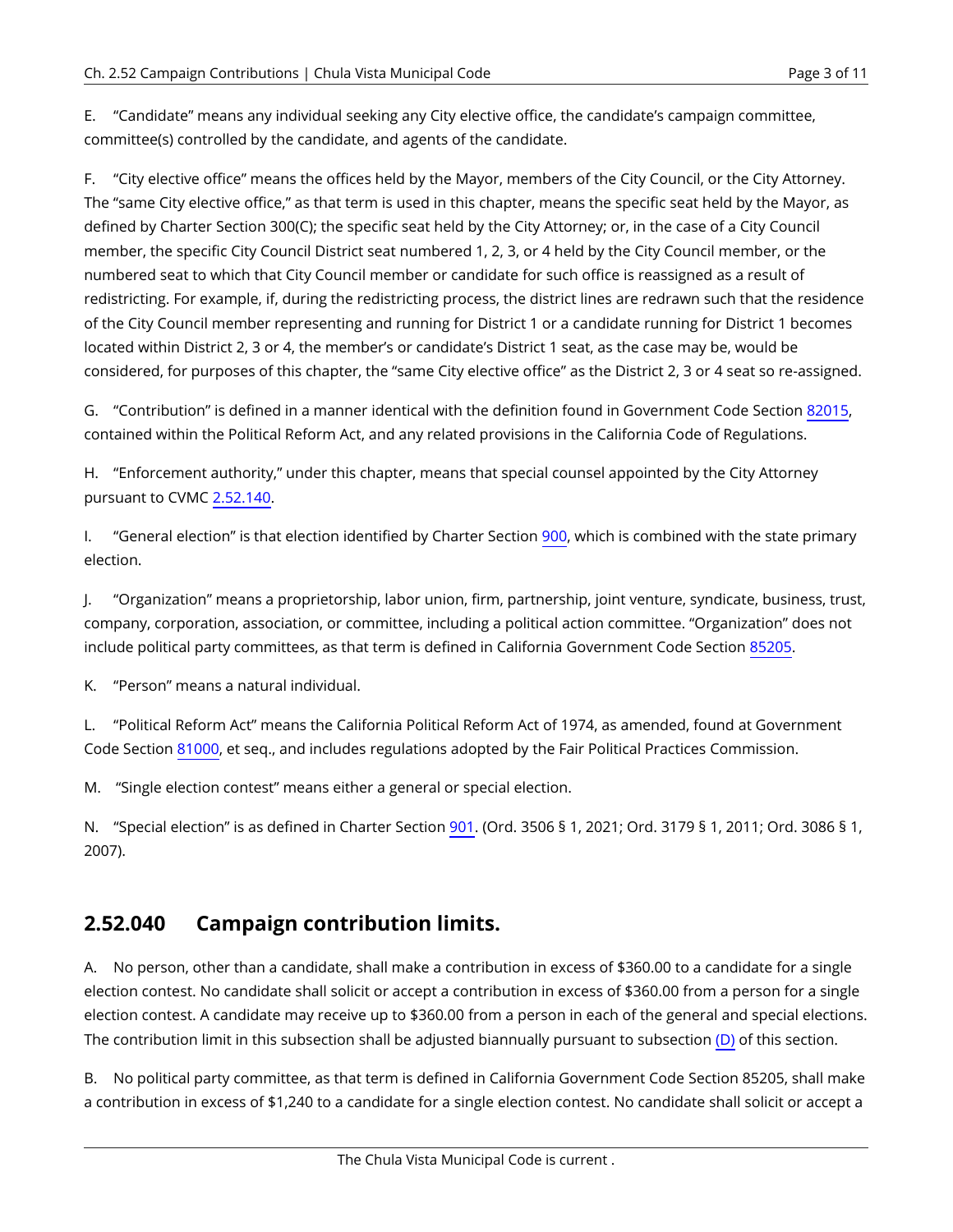E. “Candidate” means any individual seeking any City elective office, the candidate’s campaign committee, committee(s) controlled by the candidate, and agents of the candidate.

F. “City elective office” means the offices held by the Mayor, members of the City Council, or the City Attorney. The “same City elective office,” as that term is used in this chapter, means the specific seat held by the Mayor, as defined by Charter Section 300(C); the specific seat held by the City Attorney; or, in the case of a City Council member, the specific City Council District seat numbered 1, 2, 3, or 4 held by the City Council member, or the numbered seat to which that City Council member or candidate for such office is reassigned as a result of redistricting. For example, if, during the redistricting process, the district lines are redrawn such that the residence of the City Council member representing and running for District 1 or a candidate running for District 1 becomes located within District 2, 3 or 4, the member’s or candidate’s District 1 seat, as the case may be, would be considered, for purposes of this chapter, the “same City elective office” as the District 2, 3 or 4 seat so re-assigned.

G. “Contribution” is defined in a manner identical with the definition found in Government Code Section 82015, contained within the Political Reform Act, and any related provisions in the California Code of Regulations.

H. “Enforcement authority,” under this chapter, means that special counsel appointed by the City Attorney pursuant to CVMC 2.52.140.

I. “General election” is that election identified by Charter Section 900, which is combined with the state primary election.

J. “Organization” means a proprietorship, labor union, firm, partnership, joint venture, syndicate, business, trust, company, corporation, association, or committee, including a political action committee. “Organization” does not include political party committees, as that term is defined in California Government Code Section 85205.

K. “Person” means a natural individual.

L. “Political Reform Act” means the California Political Reform Act of 1974, as amended, found at Government Code Section 81000, et seq., and includes regulations adopted by the Fair Political Practices Commission.

M. “Single election contest” means either a general or special election.

N. “Special election” is as defined in Charter Section 901. (Ord. 3506 § 1, 2021; Ord. 3179 § 1, 2011; Ord. 3086 § 1, 2007).

## 2.52.040 Campaign contribution limits.

A. No person, other than a candidate, shall make a contribution in excess of $360.00 to a candidate for a single election contest. No candidate shall solicit or accept a contribution in excess of $360.00 from a person for a single election contest. A candidate may receive up to $360.00 from a person in each of the general and special elections. The contribution limit in this subsection shall be adjusted biannually pursuant to subsection (D) of this section.

B. No political party committee, as that term is defined in California Government Code Section 85205, shall make a contribution in excess of $1,240 to a candidate for a single election contest. No candidate shall solicit or accept a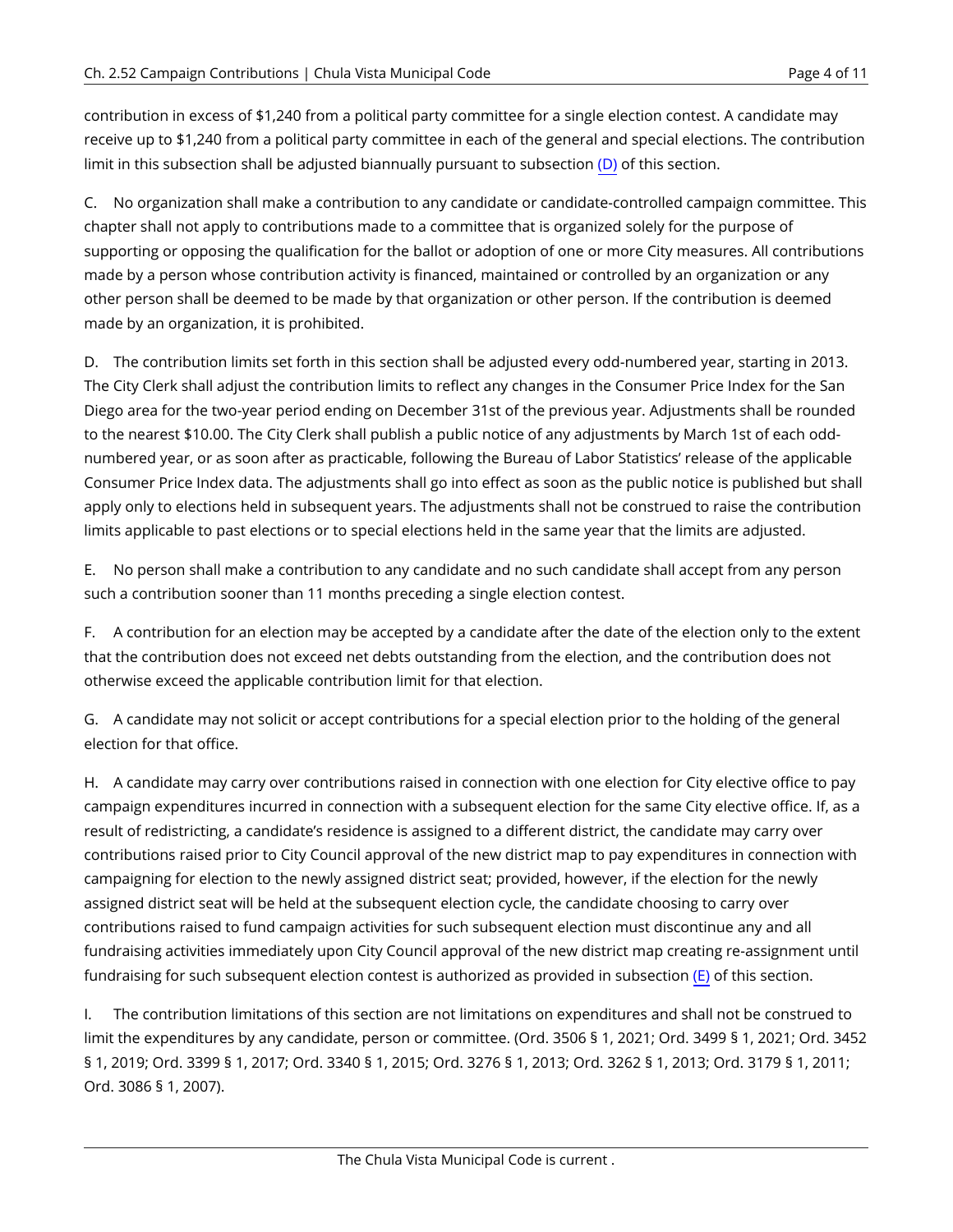contribution in excess of $1,240 from a political party committee for a single election contest. A candidate may receive up to $1,240 from a political party committee in each of the general and special elections. The contribution limit in this subsection shall be adjusted biannually pursuant to subsection (D) of this section.

C. No organization shall make a contribution to any candidate or candidate-controlled campaign committee. This chapter shall not apply to contributions made to a committee that is organized solely for the purpose of supporting or opposing the qualification for the ballot or adoption of one or more City measures. All contributions made by a person whose contribution activity is financed, maintained or controlled by an organization or any other person shall be deemed to be made by that organization or other person. If the contribution is deemed made by an organization, it is prohibited.

D. The contribution limits set forth in this section shall be adjusted every odd-numbered year, starting in 2013. The City Clerk shall adjust the contribution limits to reflect any changes in the Consumer Price Index for the San Diego area for the two-year period ending on December 31st of the previous year. Adjustments shall be rounded to the nearest $10.00. The City Clerk shall publish a public notice of any adjustments by March 1st of each odd-numbered year, or as soon after as practicable, following the Bureau of Labor Statistics' release of the applicable Consumer Price Index data. The adjustments shall go into effect as soon as the public notice is published but shall apply only to elections held in subsequent years. The adjustments shall not be construed to raise the contribution limits applicable to past elections or to special elections held in the same year that the limits are adjusted.

E. No person shall make a contribution to any candidate and no such candidate shall accept from any person such a contribution sooner than 11 months preceding a single election contest.

F. A contribution for an election may be accepted by a candidate after the date of the election only to the extent that the contribution does not exceed net debts outstanding from the election, and the contribution does not otherwise exceed the applicable contribution limit for that election.

G. A candidate may not solicit or accept contributions for a special election prior to the holding of the general election for that office.

H. A candidate may carry over contributions raised in connection with one election for City elective office to pay campaign expenditures incurred in connection with a subsequent election for the same City elective office. If, as a result of redistricting, a candidate's residence is assigned to a different district, the candidate may carry over contributions raised prior to City Council approval of the new district map to pay expenditures in connection with campaigning for election to the newly assigned district seat; provided, however, if the election for the newly assigned district seat will be held at the subsequent election cycle, the candidate choosing to carry over contributions raised to fund campaign activities for such subsequent election must discontinue any and all fundraising activities immediately upon City Council approval of the new district map creating re-assignment until fundraising for such subsequent election contest is authorized as provided in subsection (E) of this section.

I. The contribution limitations of this section are not limitations on expenditures and shall not be construed to limit the expenditures by any candidate, person or committee. (Ord. 3506 § 1, 2021; Ord. 3499 § 1, 2021; Ord. 3452 § 1, 2019; Ord. 3399 § 1, 2017; Ord. 3340 § 1, 2015; Ord. 3276 § 1, 2013; Ord. 3262 § 1, 2013; Ord. 3179 § 1, 2011; Ord. 3086 § 1, 2007).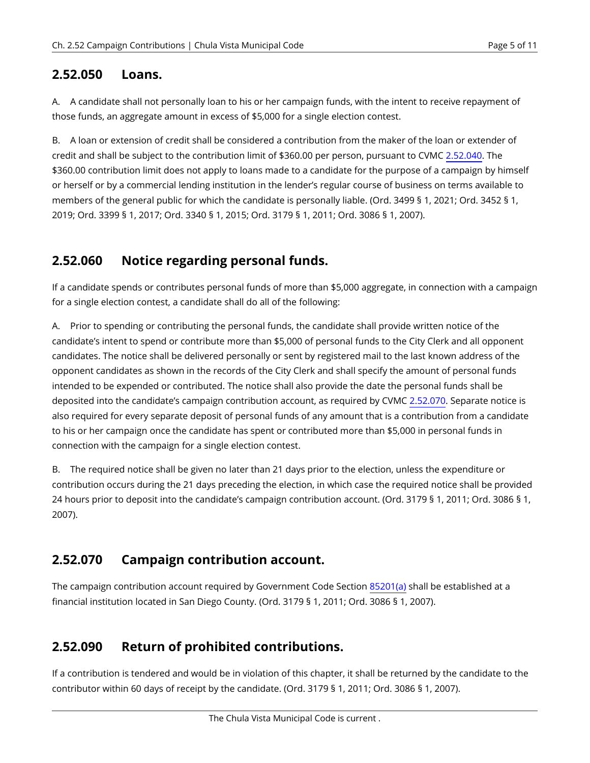## 2.52.050 Loans.

A. A candidate shall not personally loan to his or her campaign funds, with the intent to receive repayment of those funds, an aggregate amount in excess of $5,000 for a single election contest.

B. A loan or extension of credit shall be considered a contribution from the maker of the loan or extender of credit and shall be subject to the contribution limit of $360.00 per person, pursuant to CVMC 2.52.040. The $360.00 contribution limit does not apply to loans made to a candidate for the purpose of a campaign by himself or herself or by a commercial lending institution in the lender's regular course of business on terms available to members of the general public for which the candidate is personally liable. (Ord. 3499 § 1, 2021; Ord. 3452 § 1, 2019; Ord. 3399 § 1, 2017; Ord. 3340 § 1, 2015; Ord. 3179 § 1, 2011; Ord. 3086 § 1, 2007).

## 2.52.060 Notice regarding personal funds.

If a candidate spends or contributes personal funds of more than $5,000 aggregate, in connection with a campaign for a single election contest, a candidate shall do all of the following:

A. Prior to spending or contributing the personal funds, the candidate shall provide written notice of the candidate's intent to spend or contribute more than $5,000 of personal funds to the City Clerk and all opponent candidates. The notice shall be delivered personally or sent by registered mail to the last known address of the opponent candidates as shown in the records of the City Clerk and shall specify the amount of personal funds intended to be expended or contributed. The notice shall also provide the date the personal funds shall be deposited into the candidate's campaign contribution account, as required by CVMC 2.52.070. Separate notice is also required for every separate deposit of personal funds of any amount that is a contribution from a candidate to his or her campaign once the candidate has spent or contributed more than $5,000 in personal funds in connection with the campaign for a single election contest.

B. The required notice shall be given no later than 21 days prior to the election, unless the expenditure or contribution occurs during the 21 days preceding the election, in which case the required notice shall be provided 24 hours prior to deposit into the candidate's campaign contribution account. (Ord. 3179 § 1, 2011; Ord. 3086 § 1, 2007).

## 2.52.070 Campaign contribution account.

The campaign contribution account required by Government Code Section 85201(a) shall be established at a financial institution located in San Diego County. (Ord. 3179 § 1, 2011; Ord. 3086 § 1, 2007).

## 2.52.090 Return of prohibited contributions.

If a contribution is tendered and would be in violation of this chapter, it shall be returned by the candidate to the contributor within 60 days of receipt by the candidate. (Ord. 3179 § 1, 2011; Ord. 3086 § 1, 2007).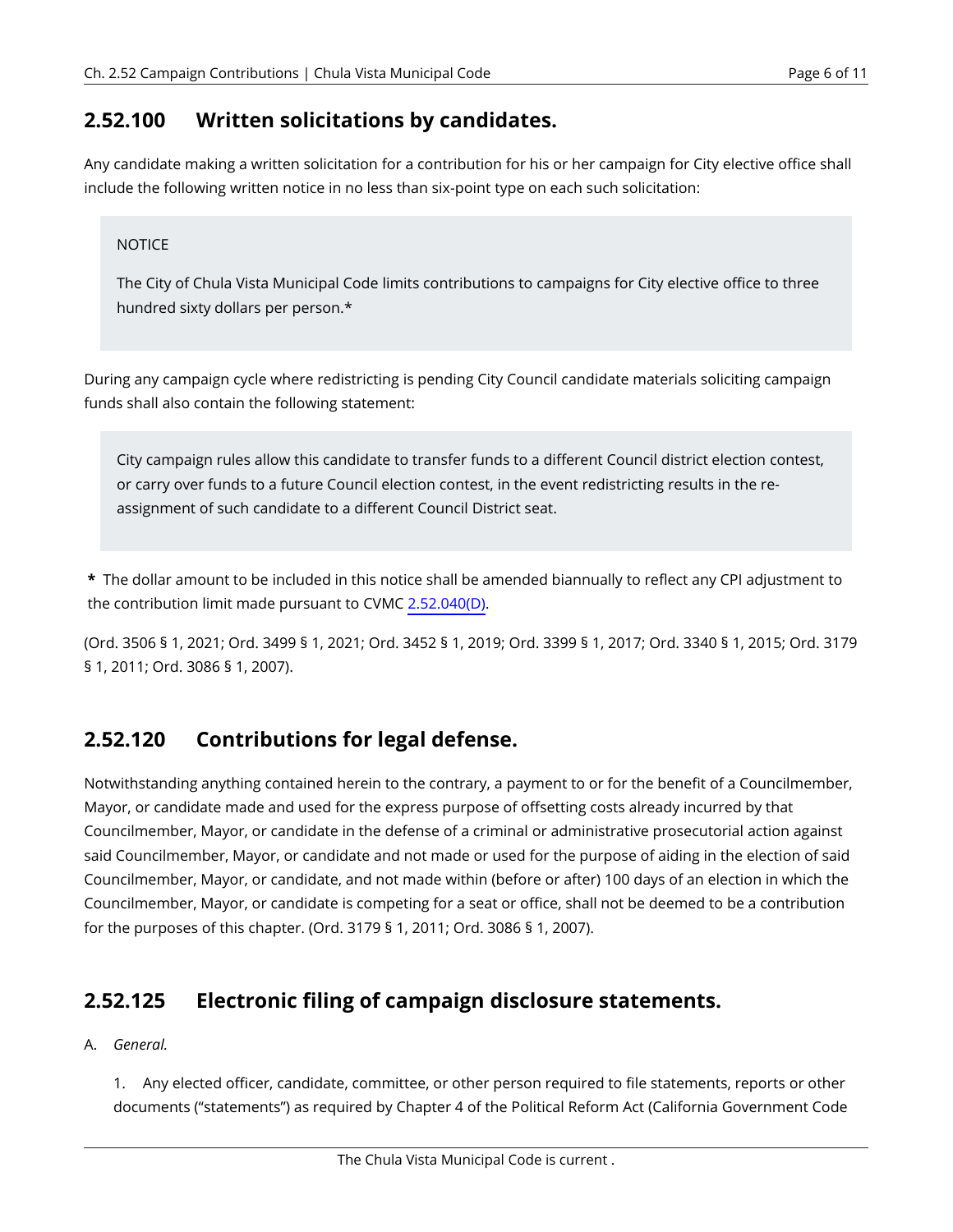## 2.52.100 Written solicitations by candidates.

Any candidate making a written solicitation for a contribution for his or her campaign for City elective office shall include the following written notice in no less than six-point type on each such solicitation:

> NOTICE
>
> The City of Chula Vista Municipal Code limits contributions to campaigns for City elective office to three hundred sixty dollars per person.*

During any campaign cycle where redistricting is pending City Council candidate materials soliciting campaign funds shall also contain the following statement:

> City campaign rules allow this candidate to transfer funds to a different Council district election contest, or carry over funds to a future Council election contest, in the event redistricting results in the re-assignment of such candidate to a different Council District seat.

**\*** The dollar amount to be included in this notice shall be amended biannually to reflect any CPI adjustment to the contribution limit made pursuant to CVMC 2.52.040(D).

(Ord. 3506 § 1, 2021; Ord. 3499 § 1, 2021; Ord. 3452 § 1, 2019; Ord. 3399 § 1, 2017; Ord. 3340 § 1, 2015; Ord. 3179 § 1, 2011; Ord. 3086 § 1, 2007).

## 2.52.120 Contributions for legal defense.

Notwithstanding anything contained herein to the contrary, a payment to or for the benefit of a Councilmember, Mayor, or candidate made and used for the express purpose of offsetting costs already incurred by that Councilmember, Mayor, or candidate in the defense of a criminal or administrative prosecutorial action against said Councilmember, Mayor, or candidate and not made or used for the purpose of aiding in the election of said Councilmember, Mayor, or candidate, and not made within (before or after) 100 days of an election in which the Councilmember, Mayor, or candidate is competing for a seat or office, shall not be deemed to be a contribution for the purposes of this chapter. (Ord. 3179 § 1, 2011; Ord. 3086 § 1, 2007).

## 2.52.125 Electronic filing of campaign disclosure statements.

A. *General.*

1. Any elected officer, candidate, committee, or other person required to file statements, reports or other documents ("statements") as required by Chapter 4 of the Political Reform Act (California Government Code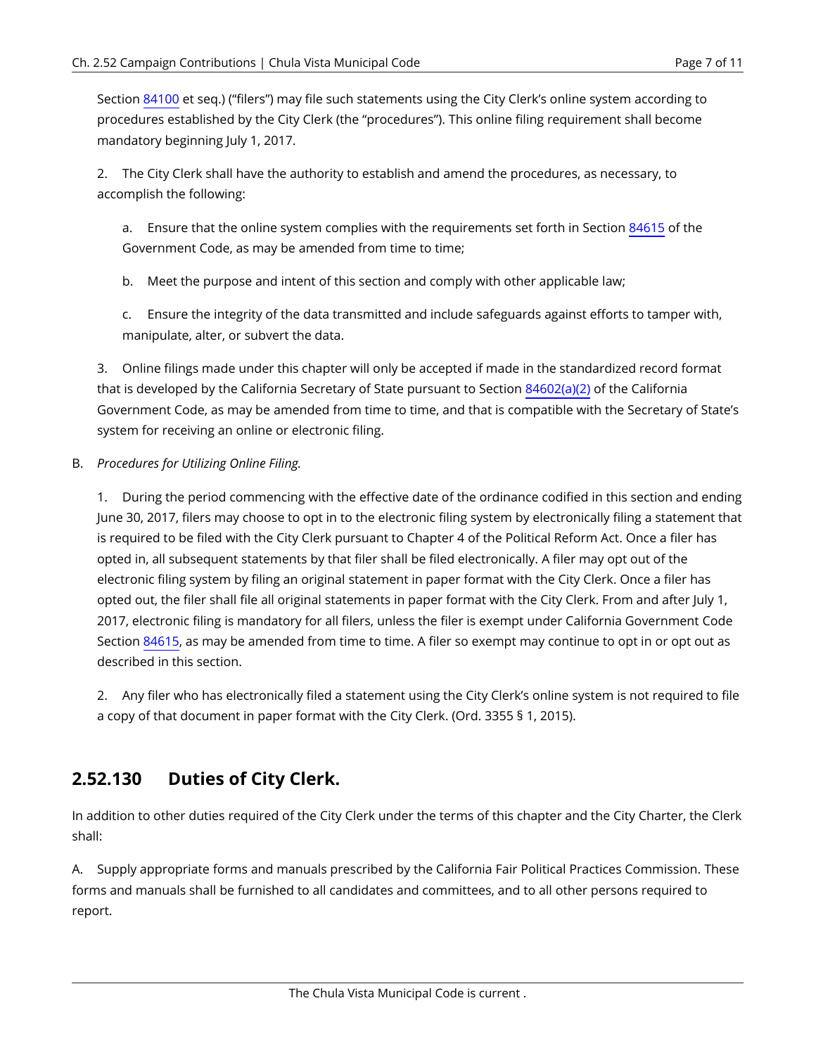Section 84100 et seq.) ("filers") may file such statements using the City Clerk's online system according to procedures established by the City Clerk (the "procedures"). This online filing requirement shall become mandatory beginning July 1, 2017.

2. The City Clerk shall have the authority to establish and amend the procedures, as necessary, to accomplish the following:

a. Ensure that the online system complies with the requirements set forth in Section 84615 of the Government Code, as may be amended from time to time;

b. Meet the purpose and intent of this section and comply with other applicable law;

c. Ensure the integrity of the data transmitted and include safeguards against efforts to tamper with, manipulate, alter, or subvert the data.

3. Online filings made under this chapter will only be accepted if made in the standardized record format that is developed by the California Secretary of State pursuant to Section 84602(a)(2) of the California Government Code, as may be amended from time to time, and that is compatible with the Secretary of State's system for receiving an online or electronic filing.

B. *Procedures for Utilizing Online Filing.*

1. During the period commencing with the effective date of the ordinance codified in this section and ending June 30, 2017, filers may choose to opt in to the electronic filing system by electronically filing a statement that is required to be filed with the City Clerk pursuant to Chapter 4 of the Political Reform Act. Once a filer has opted in, all subsequent statements by that filer shall be filed electronically. A filer may opt out of the electronic filing system by filing an original statement in paper format with the City Clerk. Once a filer has opted out, the filer shall file all original statements in paper format with the City Clerk. From and after July 1, 2017, electronic filing is mandatory for all filers, unless the filer is exempt under California Government Code Section 84615, as may be amended from time to time. A filer so exempt may continue to opt in or opt out as described in this section.

2. Any filer who has electronically filed a statement using the City Clerk's online system is not required to file a copy of that document in paper format with the City Clerk. (Ord. 3355 § 1, 2015).

## 2.52.130 Duties of City Clerk.

In addition to other duties required of the City Clerk under the terms of this chapter and the City Charter, the Clerk shall:

A. Supply appropriate forms and manuals prescribed by the California Fair Political Practices Commission. These forms and manuals shall be furnished to all candidates and committees, and to all other persons required to report.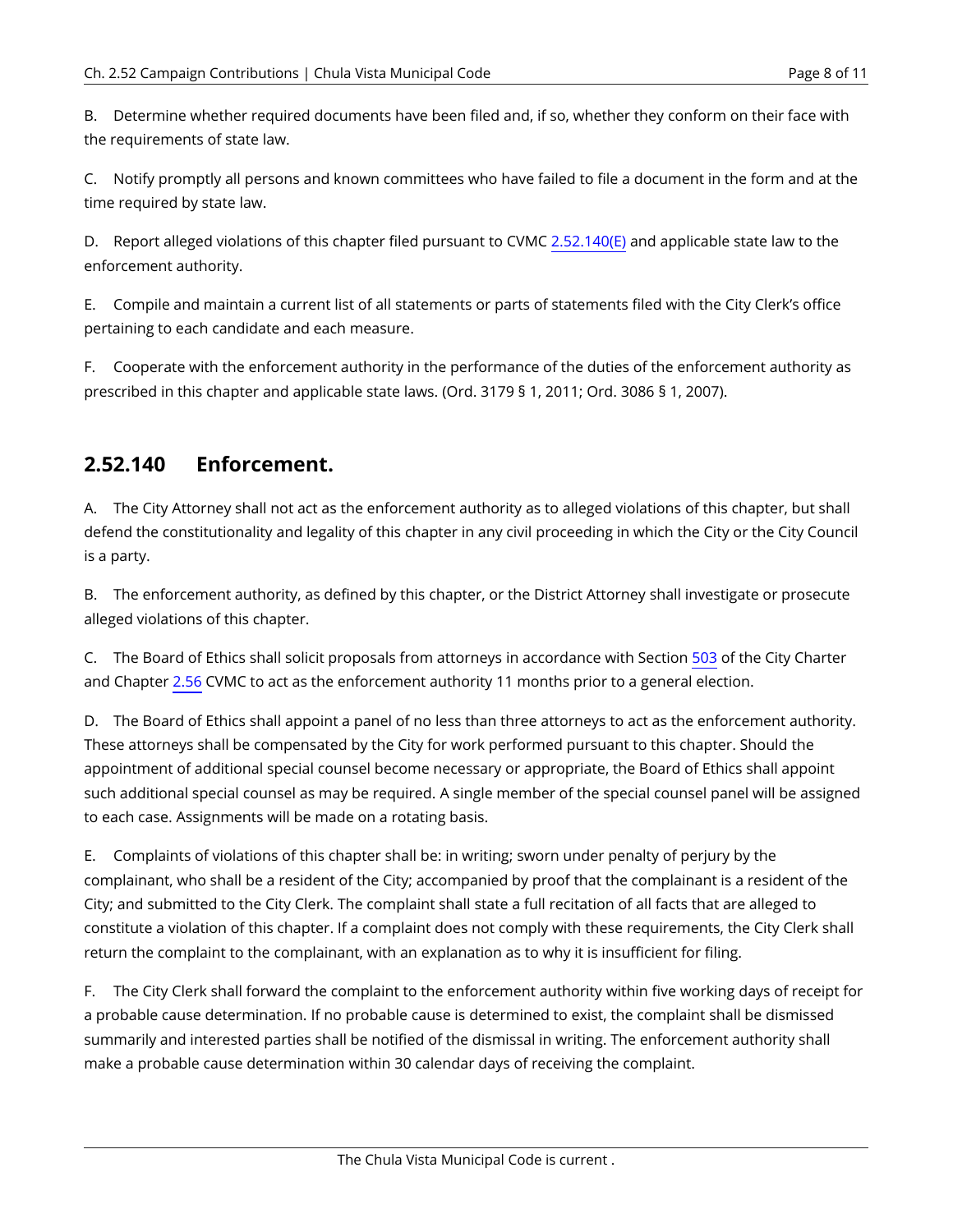B. Determine whether required documents have been filed and, if so, whether they conform on their face with the requirements of state law.

C. Notify promptly all persons and known committees who have failed to file a document in the form and at the time required by state law.

D. Report alleged violations of this chapter filed pursuant to CVMC 2.52.140(E) and applicable state law to the enforcement authority.

E. Compile and maintain a current list of all statements or parts of statements filed with the City Clerk's office pertaining to each candidate and each measure.

F. Cooperate with the enforcement authority in the performance of the duties of the enforcement authority as prescribed in this chapter and applicable state laws. (Ord. 3179 § 1, 2011; Ord. 3086 § 1, 2007).

## 2.52.140 Enforcement.

A. The City Attorney shall not act as the enforcement authority as to alleged violations of this chapter, but shall defend the constitutionality and legality of this chapter in any civil proceeding in which the City or the City Council is a party.

B. The enforcement authority, as defined by this chapter, or the District Attorney shall investigate or prosecute alleged violations of this chapter.

C. The Board of Ethics shall solicit proposals from attorneys in accordance with Section 503 of the City Charter and Chapter 2.56 CVMC to act as the enforcement authority 11 months prior to a general election.

D. The Board of Ethics shall appoint a panel of no less than three attorneys to act as the enforcement authority. These attorneys shall be compensated by the City for work performed pursuant to this chapter. Should the appointment of additional special counsel become necessary or appropriate, the Board of Ethics shall appoint such additional special counsel as may be required. A single member of the special counsel panel will be assigned to each case. Assignments will be made on a rotating basis.

E. Complaints of violations of this chapter shall be: in writing; sworn under penalty of perjury by the complainant, who shall be a resident of the City; accompanied by proof that the complainant is a resident of the City; and submitted to the City Clerk. The complaint shall state a full recitation of all facts that are alleged to constitute a violation of this chapter. If a complaint does not comply with these requirements, the City Clerk shall return the complaint to the complainant, with an explanation as to why it is insufficient for filing.

F. The City Clerk shall forward the complaint to the enforcement authority within five working days of receipt for a probable cause determination. If no probable cause is determined to exist, the complaint shall be dismissed summarily and interested parties shall be notified of the dismissal in writing. The enforcement authority shall make a probable cause determination within 30 calendar days of receiving the complaint.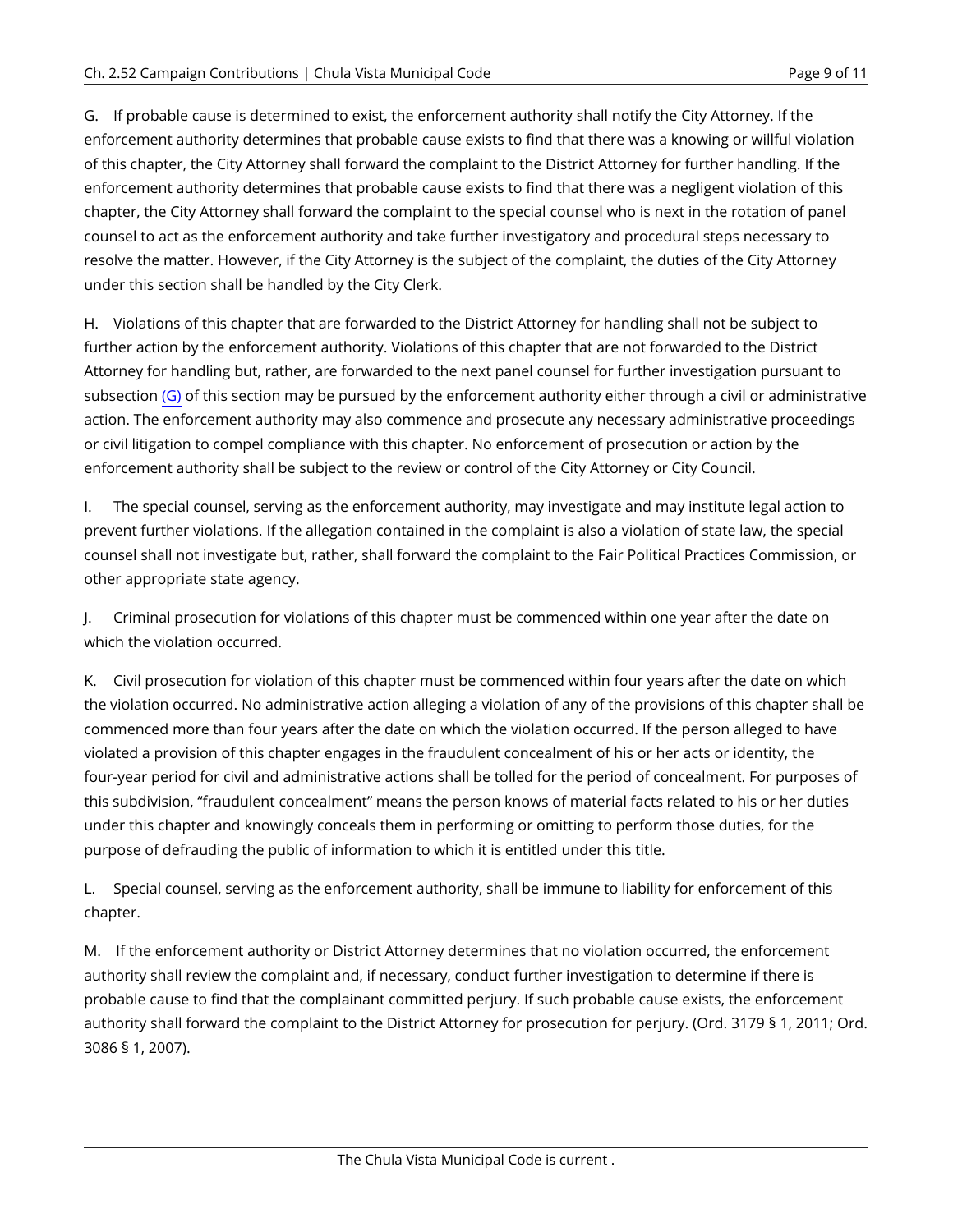G. If probable cause is determined to exist, the enforcement authority shall notify the City Attorney. If the enforcement authority determines that probable cause exists to find that there was a knowing or willful violation of this chapter, the City Attorney shall forward the complaint to the District Attorney for further handling. If the enforcement authority determines that probable cause exists to find that there was a negligent violation of this chapter, the City Attorney shall forward the complaint to the special counsel who is next in the rotation of panel counsel to act as the enforcement authority and take further investigatory and procedural steps necessary to resolve the matter. However, if the City Attorney is the subject of the complaint, the duties of the City Attorney under this section shall be handled by the City Clerk.

H. Violations of this chapter that are forwarded to the District Attorney for handling shall not be subject to further action by the enforcement authority. Violations of this chapter that are not forwarded to the District Attorney for handling but, rather, are forwarded to the next panel counsel for further investigation pursuant to subsection (G) of this section may be pursued by the enforcement authority either through a civil or administrative action. The enforcement authority may also commence and prosecute any necessary administrative proceedings or civil litigation to compel compliance with this chapter. No enforcement of prosecution or action by the enforcement authority shall be subject to the review or control of the City Attorney or City Council.

I. The special counsel, serving as the enforcement authority, may investigate and may institute legal action to prevent further violations. If the allegation contained in the complaint is also a violation of state law, the special counsel shall not investigate but, rather, shall forward the complaint to the Fair Political Practices Commission, or other appropriate state agency.

J. Criminal prosecution for violations of this chapter must be commenced within one year after the date on which the violation occurred.

K. Civil prosecution for violation of this chapter must be commenced within four years after the date on which the violation occurred. No administrative action alleging a violation of any of the provisions of this chapter shall be commenced more than four years after the date on which the violation occurred. If the person alleged to have violated a provision of this chapter engages in the fraudulent concealment of his or her acts or identity, the four-year period for civil and administrative actions shall be tolled for the period of concealment. For purposes of this subdivision, "fraudulent concealment" means the person knows of material facts related to his or her duties under this chapter and knowingly conceals them in performing or omitting to perform those duties, for the purpose of defrauding the public of information to which it is entitled under this title.

L. Special counsel, serving as the enforcement authority, shall be immune to liability for enforcement of this chapter.

M. If the enforcement authority or District Attorney determines that no violation occurred, the enforcement authority shall review the complaint and, if necessary, conduct further investigation to determine if there is probable cause to find that the complainant committed perjury. If such probable cause exists, the enforcement authority shall forward the complaint to the District Attorney for prosecution for perjury. (Ord. 3179 § 1, 2011; Ord. 3086 § 1, 2007).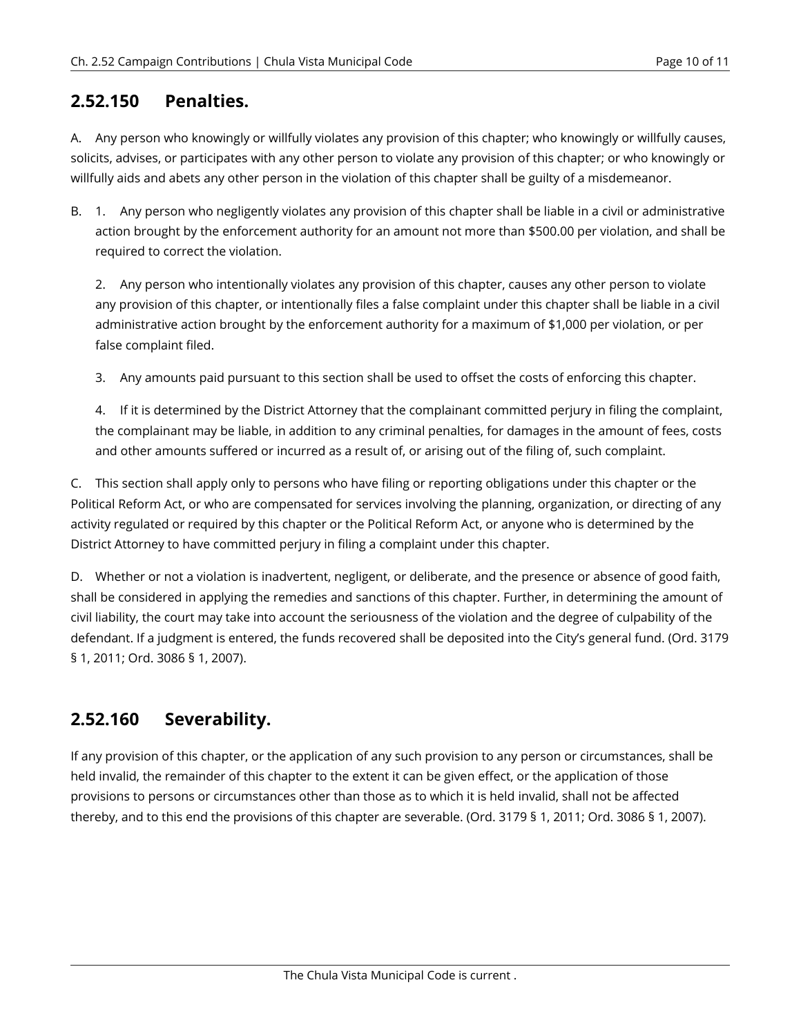## 2.52.150 Penalties.

A. Any person who knowingly or willfully violates any provision of this chapter; who knowingly or willfully causes, solicits, advises, or participates with any other person to violate any provision of this chapter; or who knowingly or willfully aids and abets any other person in the violation of this chapter shall be guilty of a misdemeanor.

B. 1. Any person who negligently violates any provision of this chapter shall be liable in a civil or administrative action brought by the enforcement authority for an amount not more than $500.00 per violation, and shall be required to correct the violation.

   2. Any person who intentionally violates any provision of this chapter, causes any other person to violate any provision of this chapter, or intentionally files a false complaint under this chapter shall be liable in a civil administrative action brought by the enforcement authority for a maximum of $1,000 per violation, or per false complaint filed.

   3. Any amounts paid pursuant to this section shall be used to offset the costs of enforcing this chapter.

   4. If it is determined by the District Attorney that the complainant committed perjury in filing the complaint, the complainant may be liable, in addition to any criminal penalties, for damages in the amount of fees, costs and other amounts suffered or incurred as a result of, or arising out of the filing of, such complaint.

C. This section shall apply only to persons who have filing or reporting obligations under this chapter or the Political Reform Act, or who are compensated for services involving the planning, organization, or directing of any activity regulated or required by this chapter or the Political Reform Act, or anyone who is determined by the District Attorney to have committed perjury in filing a complaint under this chapter.

D. Whether or not a violation is inadvertent, negligent, or deliberate, and the presence or absence of good faith, shall be considered in applying the remedies and sanctions of this chapter. Further, in determining the amount of civil liability, the court may take into account the seriousness of the violation and the degree of culpability of the defendant. If a judgment is entered, the funds recovered shall be deposited into the City's general fund. (Ord. 3179 § 1, 2011; Ord. 3086 § 1, 2007).

## 2.52.160 Severability.

If any provision of this chapter, or the application of any such provision to any person or circumstances, shall be held invalid, the remainder of this chapter to the extent it can be given effect, or the application of those provisions to persons or circumstances other than those as to which it is held invalid, shall not be affected thereby, and to this end the provisions of this chapter are severable. (Ord. 3179 § 1, 2011; Ord. 3086 § 1, 2007).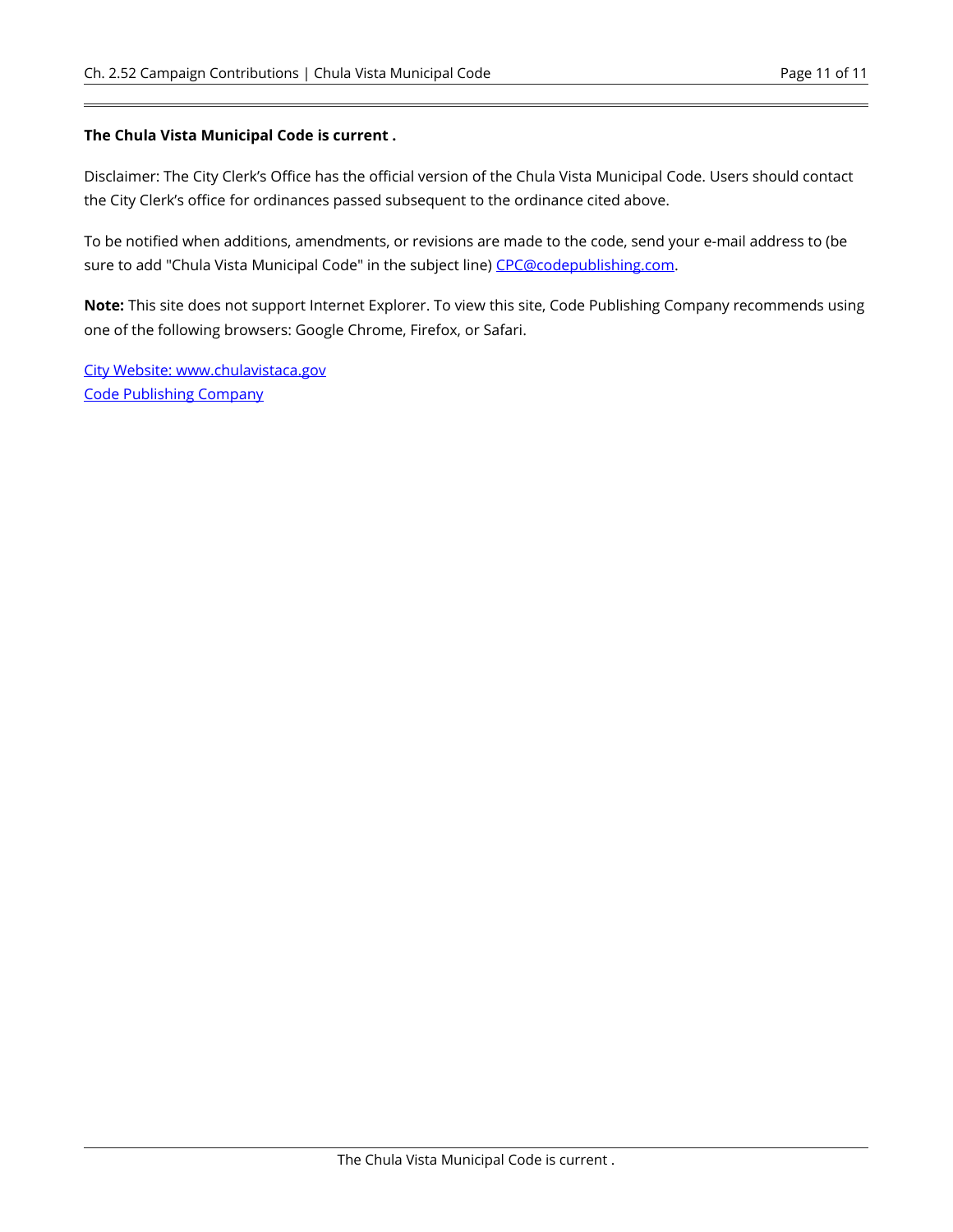**The Chula Vista Municipal Code is current .**

Disclaimer: The City Clerk's Office has the official version of the Chula Vista Municipal Code. Users should contact the City Clerk's office for ordinances passed subsequent to the ordinance cited above.

To be notified when additions, amendments, or revisions are made to the code, send your e-mail address to (be sure to add "Chula Vista Municipal Code" in the subject line) CPC@codepublishing.com.

**Note:** This site does not support Internet Explorer. To view this site, Code Publishing Company recommends using one of the following browsers: Google Chrome, Firefox, or Safari.

City Website: www.chulavistaca.gov
Code Publishing Company